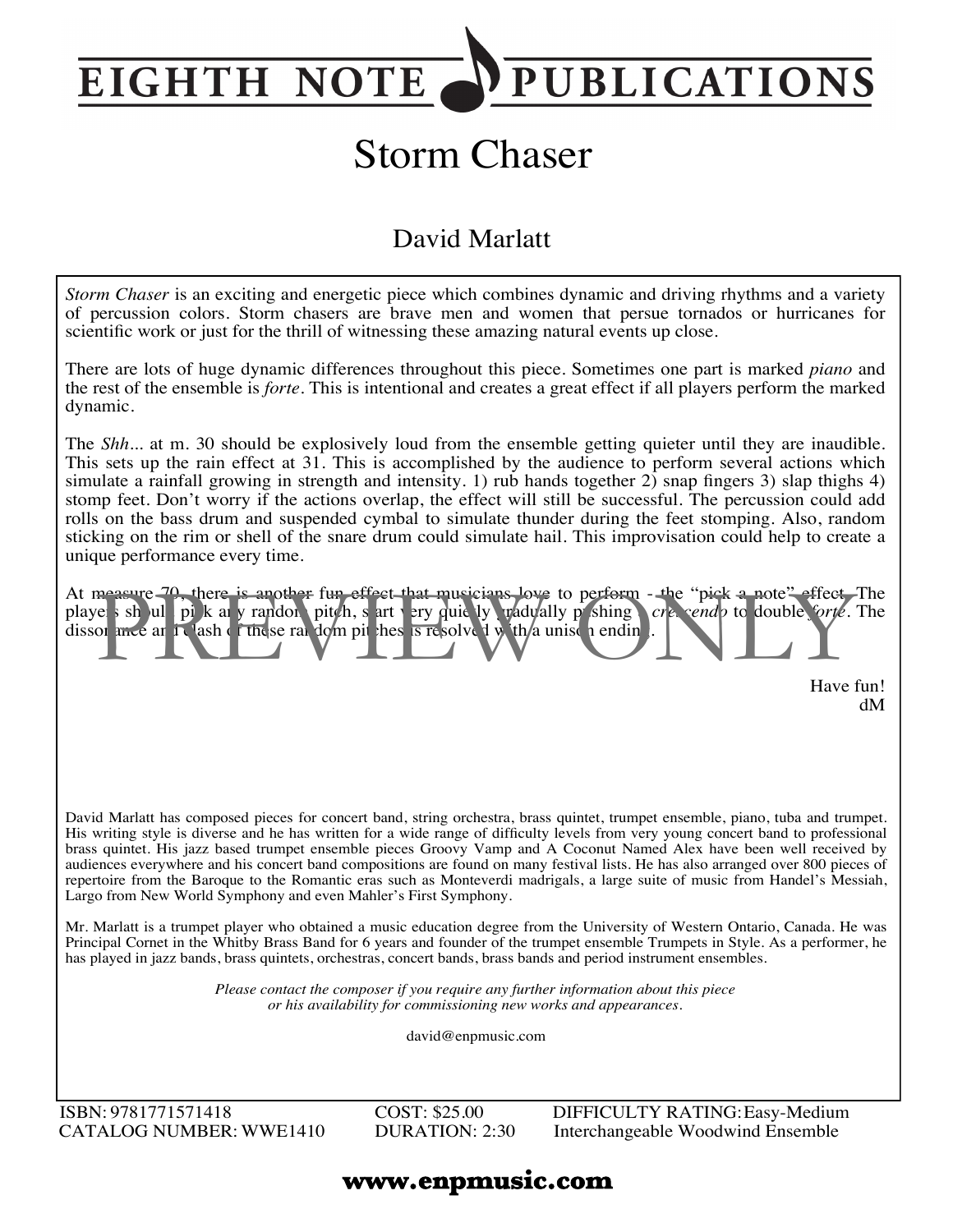# EIGHTH NOTE PUBLICATIONS

# Storm Chaser

## David Marlatt

*Storm Chaser* is an exciting and energetic piece which combines dynamic and driving rhythms and a variety of percussion colors. Storm chasers are brave men and women that persue tornados or hurricanes for scientific work or just for the thrill of witnessing these amazing natural events up close.

There are lots of huge dynamic differences throughout this piece. Sometimes one part is marked *piano* and the rest of the ensemble is *forte*. This is intentional and creates a great effect if all players perform the marked dynamic.

The *Shh*... at m. 30 should be explosively loud from the ensemble getting quieter until they are inaudible. This sets up the rain effect at 31. This is accomplished by the audience to perform several actions which simulate a rainfall growing in strength and intensity. 1) rub hands together 2) snap fingers 3) slap thighs 4) stomp feet. Don't worry if the actions overlap, the effect will still be successful. The percussion could add rolls on the bass drum and suspended cymbal to simulate thunder during the feet stomping. Also, random sticking on the rim or shell of the snare drum could simulate hail. This improvisation could help to create a unique performance every time.

At measure 70, there is another fun effect that musicians love to perform - the "pick a note" effect. The players should pick any random pitch, start very quietly gradually pushing a *crescendo* to double *forte*. The dissonance and clash of these random pitches is resolved with a unison ending.

Have fun!
dM

David Marlatt has composed pieces for concert band, string orchestra, brass quintet, trumpet ensemble, piano, tuba and trumpet. His writing style is diverse and he has written for a wide range of difficulty levels from very young concert band to professional brass quintet. His jazz based trumpet ensemble pieces Groovy Vamp and A Coconut Named Alex have been well received by audiences everywhere and his concert band compositions are found on many festival lists. He has also arranged over 800 pieces of repertoire from the Baroque to the Romantic eras such as Monteverdi madrigals, a large suite of music from Handel's Messiah, Largo from New World Symphony and even Mahler's First Symphony.

Mr. Marlatt is a trumpet player who obtained a music education degree from the University of Western Ontario, Canada. He was Principal Cornet in the Whitby Brass Band for 6 years and founder of the trumpet ensemble Trumpets in Style. As a performer, he has played in jazz bands, brass quintets, orchestras, concert bands, brass bands and period instrument ensembles.

*Please contact the composer if you require any further information about this piece or his availability for commissioning new works and appearances.*

david@enpmusic.com

ISBN: 9781771571418 | COST: $25.00 | DIFFICULTY RATING: Easy-Medium
CATALOG NUMBER: WWE1410 | DURATION: 2:30 | Interchangeable Woodwind Ensemble

**www.enpmusic.com**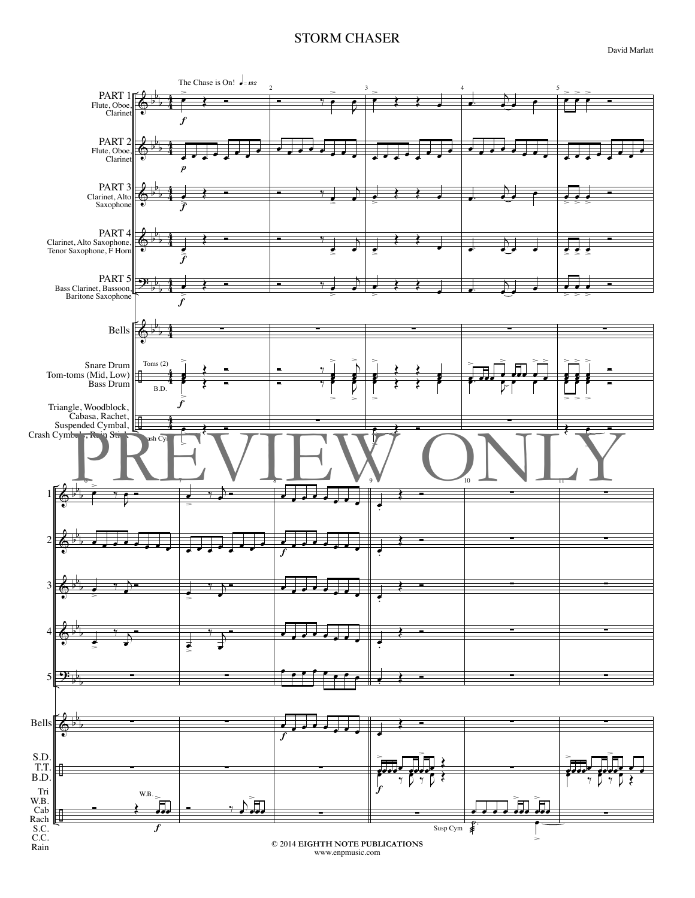# STORM CHASER

David Marlatt

The Chase is On! ♩= 132

PART 1
Flute, Oboe, Clarinet

PART 2
Flute, Oboe, Clarinet

PART 3
Clarinet, Alto Saxophone

PART 4
Clarinet, Alto Saxophone, Tenor Saxophone, F Horn

PART 5
Bass Clarinet, Bassoon, Baritone Saxophone

Bells

Snare Drum
Tom-toms (Mid, Low)
Bass Drum

Triangle, Woodblock, Cabasa, Rachet, Suspended Cymbal, Crash Cymbals, Rain Stick

PREVIEW ONLY

© 2014 **EIGHTH NOTE PUBLICATIONS**
www.enpmusic.com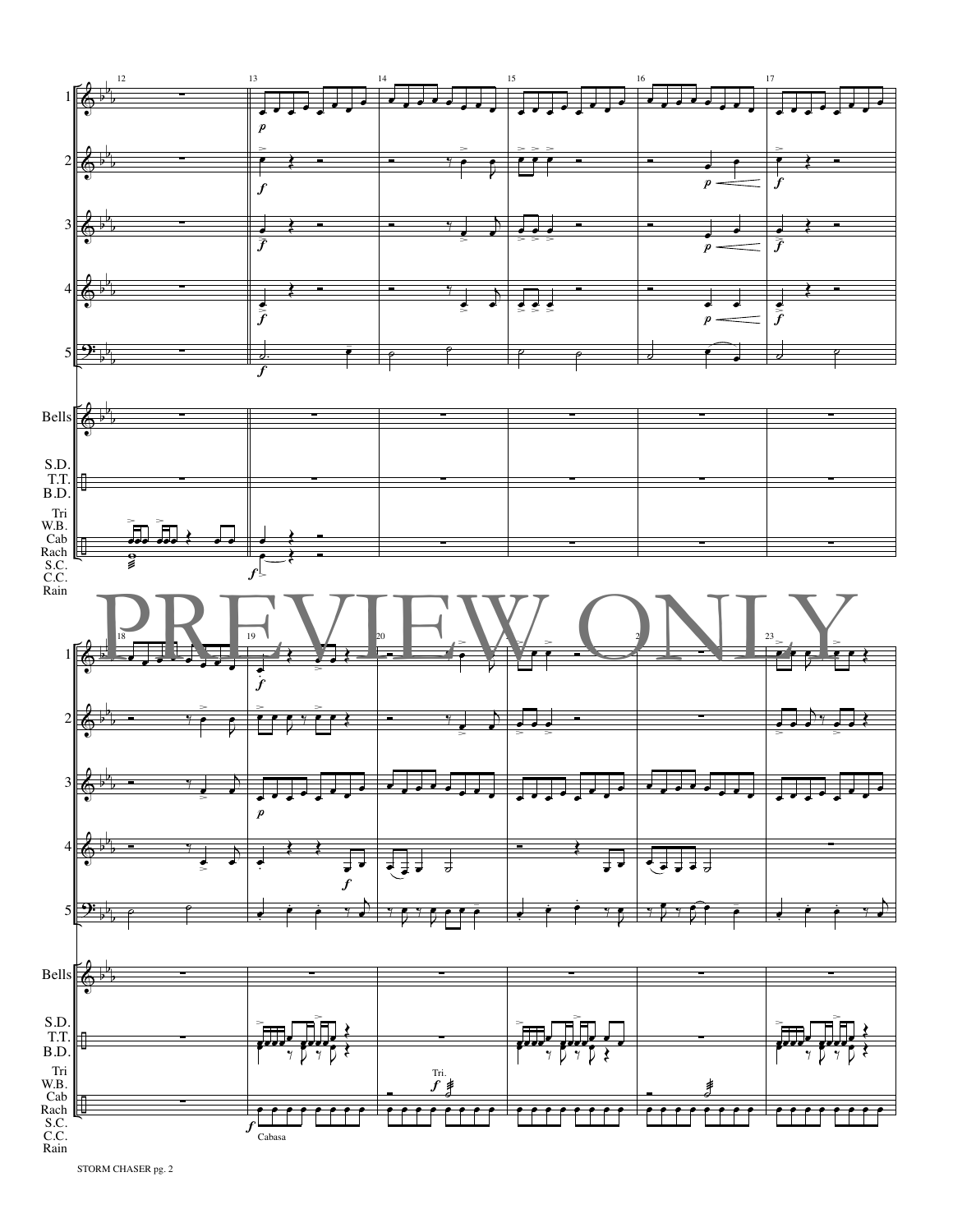1

2

3

4

5

Bells

S.D.
T.T.
B.D.

Tri
W.B.
Cab
Rach
S.C.
C.C.
Rain

Tri.

Cabasa

PREVIEW ONLY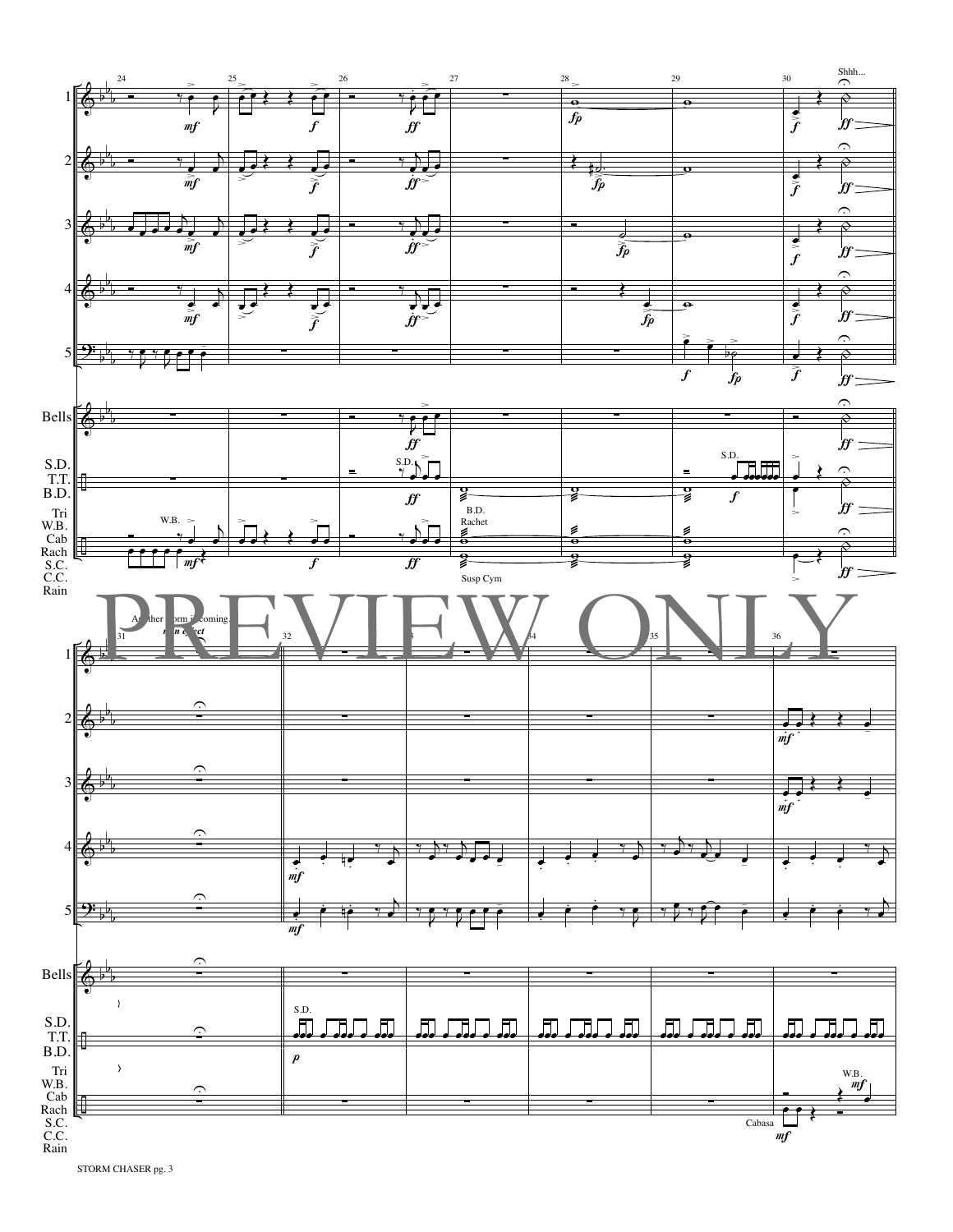Shhh...

Another storm is coming... rain effect

PREVIEW ONLY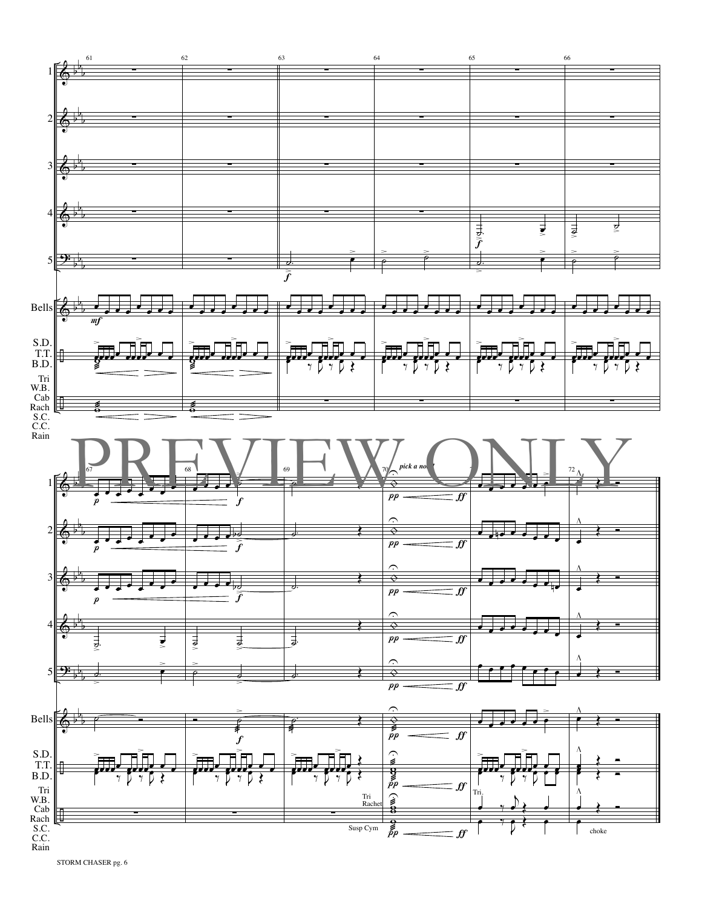61 62 63 64 65 66

1
2
3
4
5

Bells

S.D.
T.T.
B.D.

Tri
W.B.
Cab
Rach
S.C.
C.C.
Rain

*mf*

*f*

*f*

PREVIEW ONLY

67 68 69 70 71 72

*pick a note!*

*p* *f*

*pp* *ff*

Tri
Rachet

Susp Cym

Tri.

choke

STORM CHASER pg. 6